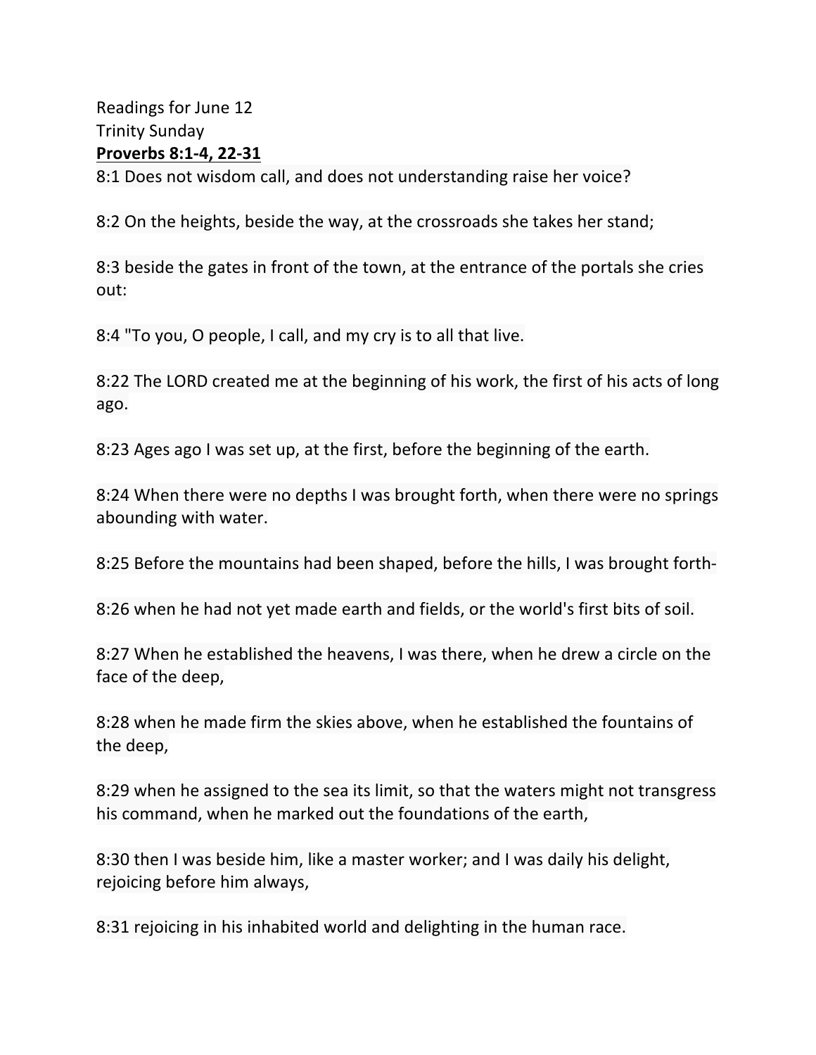Readings for June 12
Trinity Sunday
**Proverbs 8:1-4, 22-31**

8:1 Does not wisdom call, and does not understanding raise her voice?

8:2 On the heights, beside the way, at the crossroads she takes her stand;

8:3 beside the gates in front of the town, at the entrance of the portals she cries out:

8:4 "To you, O people, I call, and my cry is to all that live.

8:22 The LORD created me at the beginning of his work, the first of his acts of long ago.

8:23 Ages ago I was set up, at the first, before the beginning of the earth.

8:24 When there were no depths I was brought forth, when there were no springs abounding with water.

8:25 Before the mountains had been shaped, before the hills, I was brought forth-

8:26 when he had not yet made earth and fields, or the world's first bits of soil.

8:27 When he established the heavens, I was there, when he drew a circle on the face of the deep,

8:28 when he made firm the skies above, when he established the fountains of the deep,

8:29 when he assigned to the sea its limit, so that the waters might not transgress his command, when he marked out the foundations of the earth,

8:30 then I was beside him, like a master worker; and I was daily his delight, rejoicing before him always,

8:31 rejoicing in his inhabited world and delighting in the human race.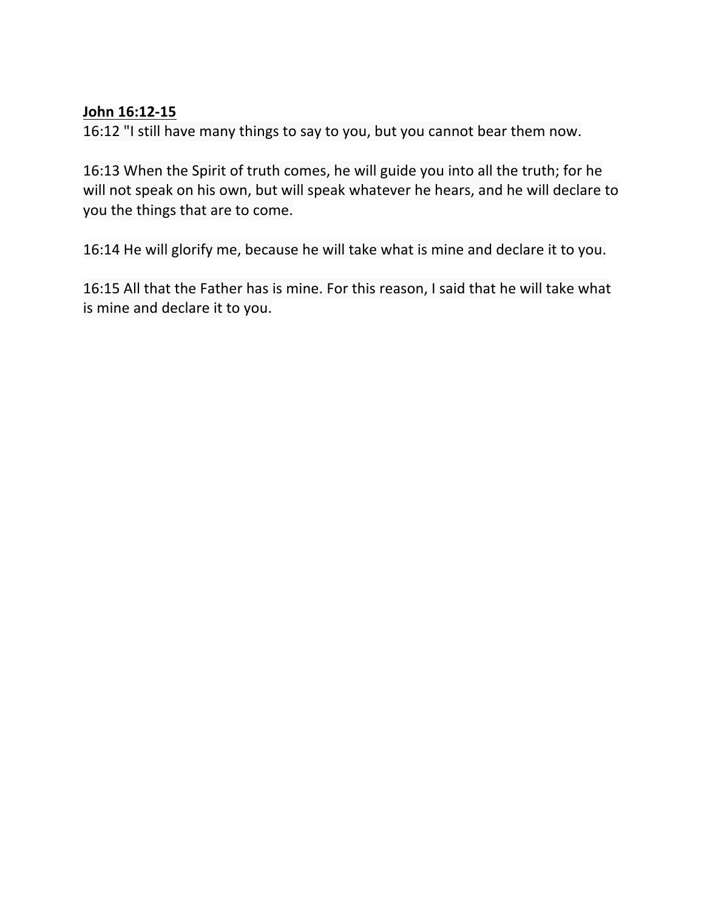**<u>John 16:12-15</u>**

16:12 "I still have many things to say to you, but you cannot bear them now.

16:13 When the Spirit of truth comes, he will guide you into all the truth; for he will not speak on his own, but will speak whatever he hears, and he will declare to you the things that are to come.

16:14 He will glorify me, because he will take what is mine and declare it to you.

16:15 All that the Father has is mine. For this reason, I said that he will take what is mine and declare it to you.